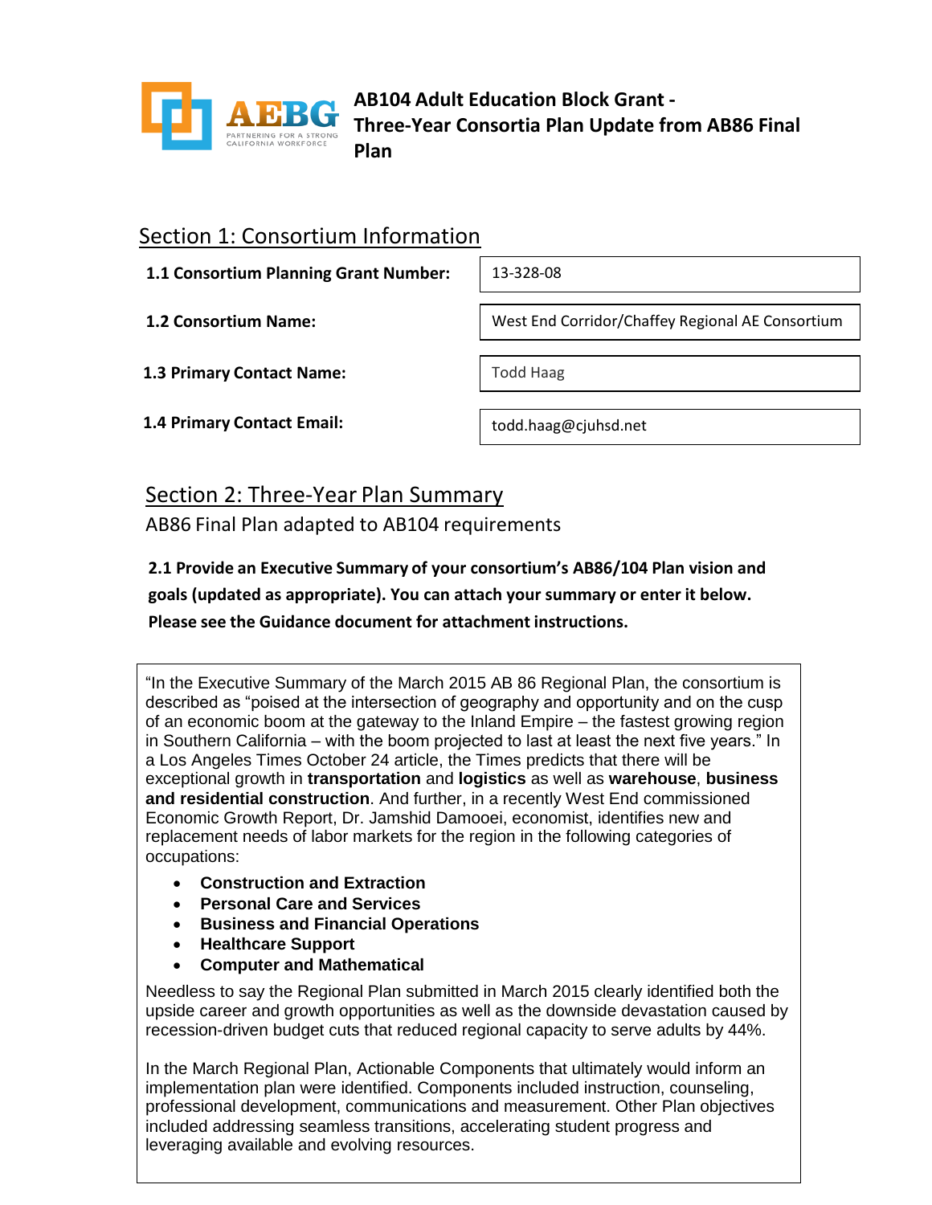# AB104 Adult Education Block Grant - Three-Year Consortia Plan Update from AB86 Final Plan

## Section 1: Consortium Information

| | |
|---|---|
| **1.1 Consortium Planning Grant Number:** | 13-328-08 |
| **1.2 Consortium Name:** | West End Corridor/Chaffey Regional AE Consortium |
| **1.3 Primary Contact Name:** | Todd Haag |
| **1.4 Primary Contact Email:** | todd.haag@cjuhsd.net |

## Section 2: Three-Year Plan Summary

AB86 Final Plan adapted to AB104 requirements

**2.1 Provide an Executive Summary of your consortium's AB86/104 Plan vision and goals (updated as appropriate). You can attach your summary or enter it below. Please see the Guidance document for attachment instructions.**

"In the Executive Summary of the March 2015 AB 86 Regional Plan, the consortium is described as "poised at the intersection of geography and opportunity and on the cusp of an economic boom at the gateway to the Inland Empire – the fastest growing region in Southern California – with the boom projected to last at least the next five years." In a Los Angeles Times October 24 article, the Times predicts that there will be exceptional growth in **transportation** and **logistics** as well as **warehouse**, **business and residential construction**. And further, in a recently West End commissioned Economic Growth Report, Dr. Jamshid Damooei, economist, identifies new and replacement needs of labor markets for the region in the following categories of occupations:

- **Construction and Extraction**
- **Personal Care and Services**
- **Business and Financial Operations**
- **Healthcare Support**
- **Computer and Mathematical**

Needless to say the Regional Plan submitted in March 2015 clearly identified both the upside career and growth opportunities as well as the downside devastation caused by recession-driven budget cuts that reduced regional capacity to serve adults by 44%.

In the March Regional Plan, Actionable Components that ultimately would inform an implementation plan were identified. Components included instruction, counseling, professional development, communications and measurement. Other Plan objectives included addressing seamless transitions, accelerating student progress and leveraging available and evolving resources.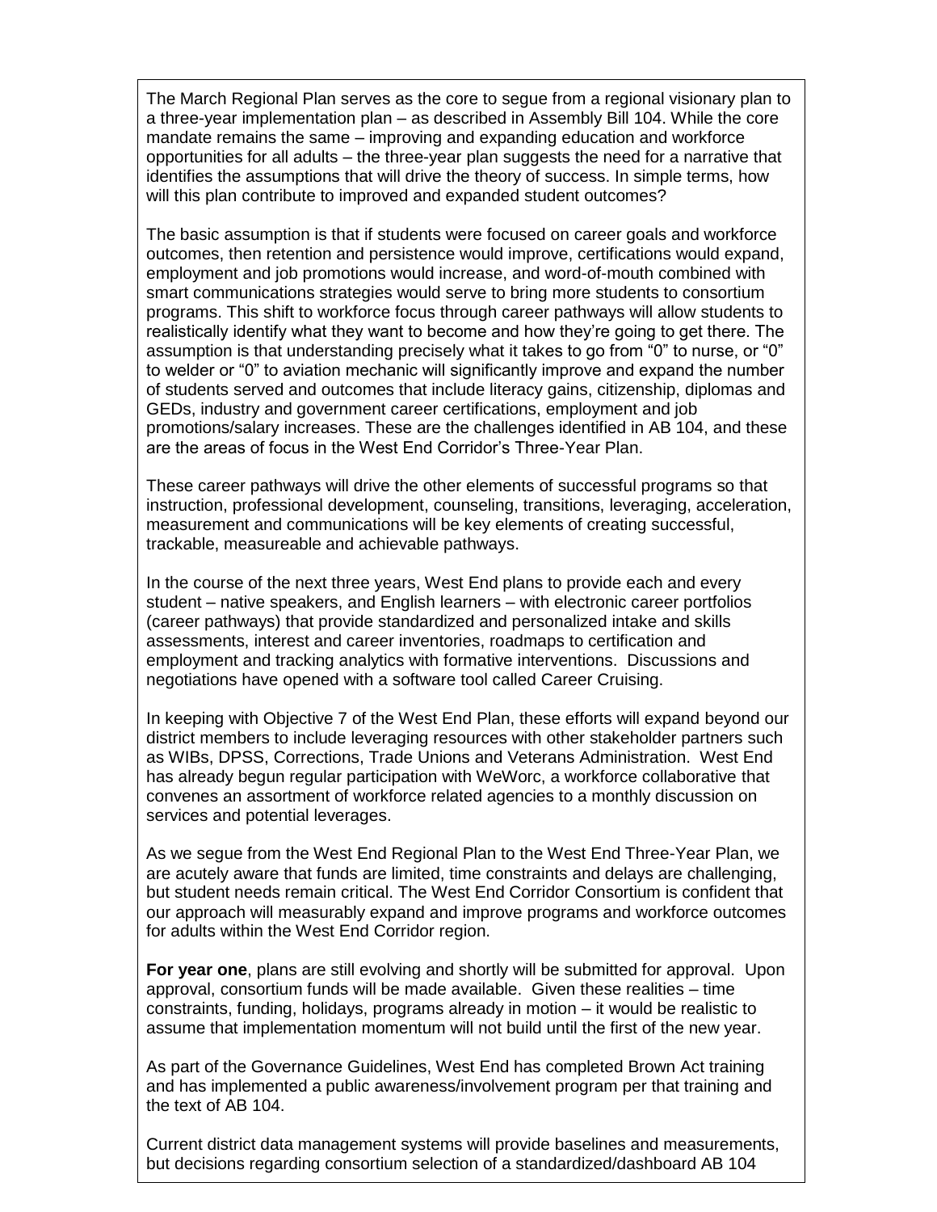The March Regional Plan serves as the core to segue from a regional visionary plan to a three-year implementation plan – as described in Assembly Bill 104. While the core mandate remains the same – improving and expanding education and workforce opportunities for all adults – the three-year plan suggests the need for a narrative that identifies the assumptions that will drive the theory of success. In simple terms, how will this plan contribute to improved and expanded student outcomes?

The basic assumption is that if students were focused on career goals and workforce outcomes, then retention and persistence would improve, certifications would expand, employment and job promotions would increase, and word-of-mouth combined with smart communications strategies would serve to bring more students to consortium programs. This shift to workforce focus through career pathways will allow students to realistically identify what they want to become and how they're going to get there. The assumption is that understanding precisely what it takes to go from "0" to nurse, or "0" to welder or "0" to aviation mechanic will significantly improve and expand the number of students served and outcomes that include literacy gains, citizenship, diplomas and GEDs, industry and government career certifications, employment and job promotions/salary increases. These are the challenges identified in AB 104, and these are the areas of focus in the West End Corridor's Three-Year Plan.

These career pathways will drive the other elements of successful programs so that instruction, professional development, counseling, transitions, leveraging, acceleration, measurement and communications will be key elements of creating successful, trackable, measureable and achievable pathways.

In the course of the next three years, West End plans to provide each and every student – native speakers, and English learners – with electronic career portfolios (career pathways) that provide standardized and personalized intake and skills assessments, interest and career inventories, roadmaps to certification and employment and tracking analytics with formative interventions. Discussions and negotiations have opened with a software tool called Career Cruising.

In keeping with Objective 7 of the West End Plan, these efforts will expand beyond our district members to include leveraging resources with other stakeholder partners such as WIBs, DPSS, Corrections, Trade Unions and Veterans Administration. West End has already begun regular participation with WeWorc, a workforce collaborative that convenes an assortment of workforce related agencies to a monthly discussion on services and potential leverages.

As we segue from the West End Regional Plan to the West End Three-Year Plan, we are acutely aware that funds are limited, time constraints and delays are challenging, but student needs remain critical. The West End Corridor Consortium is confident that our approach will measurably expand and improve programs and workforce outcomes for adults within the West End Corridor region.

**For year one**, plans are still evolving and shortly will be submitted for approval. Upon approval, consortium funds will be made available. Given these realities – time constraints, funding, holidays, programs already in motion – it would be realistic to assume that implementation momentum will not build until the first of the new year.

As part of the Governance Guidelines, West End has completed Brown Act training and has implemented a public awareness/involvement program per that training and the text of AB 104.

Current district data management systems will provide baselines and measurements, but decisions regarding consortium selection of a standardized/dashboard AB 104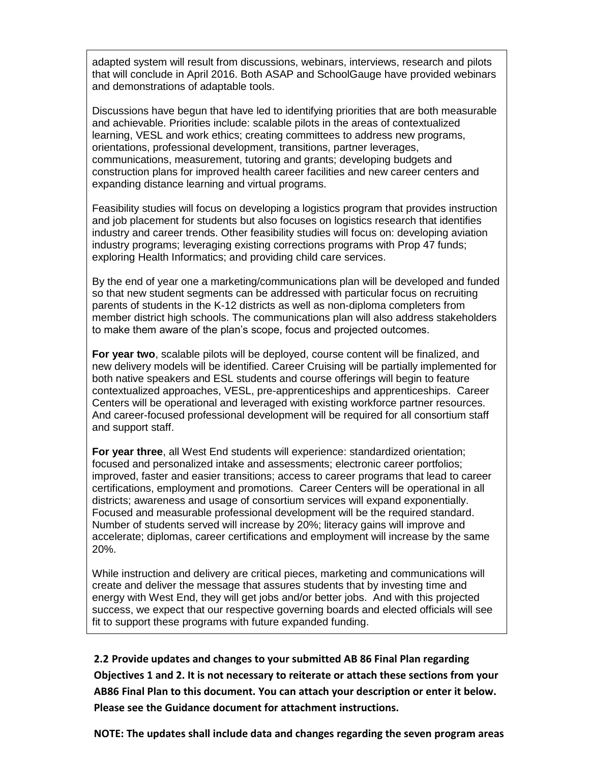adapted system will result from discussions, webinars, interviews, research and pilots that will conclude in April 2016. Both ASAP and SchoolGauge have provided webinars and demonstrations of adaptable tools.

Discussions have begun that have led to identifying priorities that are both measurable and achievable. Priorities include: scalable pilots in the areas of contextualized learning, VESL and work ethics; creating committees to address new programs, orientations, professional development, transitions, partner leverages, communications, measurement, tutoring and grants; developing budgets and construction plans for improved health career facilities and new career centers and expanding distance learning and virtual programs.

Feasibility studies will focus on developing a logistics program that provides instruction and job placement for students but also focuses on logistics research that identifies industry and career trends. Other feasibility studies will focus on: developing aviation industry programs; leveraging existing corrections programs with Prop 47 funds; exploring Health Informatics; and providing child care services.

By the end of year one a marketing/communications plan will be developed and funded so that new student segments can be addressed with particular focus on recruiting parents of students in the K-12 districts as well as non-diploma completers from member district high schools. The communications plan will also address stakeholders to make them aware of the plan's scope, focus and projected outcomes.

**For year two**, scalable pilots will be deployed, course content will be finalized, and new delivery models will be identified. Career Cruising will be partially implemented for both native speakers and ESL students and course offerings will begin to feature contextualized approaches, VESL, pre-apprenticeships and apprenticeships. Career Centers will be operational and leveraged with existing workforce partner resources. And career-focused professional development will be required for all consortium staff and support staff.

**For year three**, all West End students will experience: standardized orientation; focused and personalized intake and assessments; electronic career portfolios; improved, faster and easier transitions; access to career programs that lead to career certifications, employment and promotions. Career Centers will be operational in all districts; awareness and usage of consortium services will expand exponentially. Focused and measurable professional development will be the required standard. Number of students served will increase by 20%; literacy gains will improve and accelerate; diplomas, career certifications and employment will increase by the same 20%.

While instruction and delivery are critical pieces, marketing and communications will create and deliver the message that assures students that by investing time and energy with West End, they will get jobs and/or better jobs. And with this projected success, we expect that our respective governing boards and elected officials will see fit to support these programs with future expanded funding.

**2.2 Provide updates and changes to your submitted AB 86 Final Plan regarding Objectives 1 and 2. It is not necessary to reiterate or attach these sections from your AB86 Final Plan to this document. You can attach your description or enter it below. Please see the Guidance document for attachment instructions.**

**NOTE: The updates shall include data and changes regarding the seven program areas**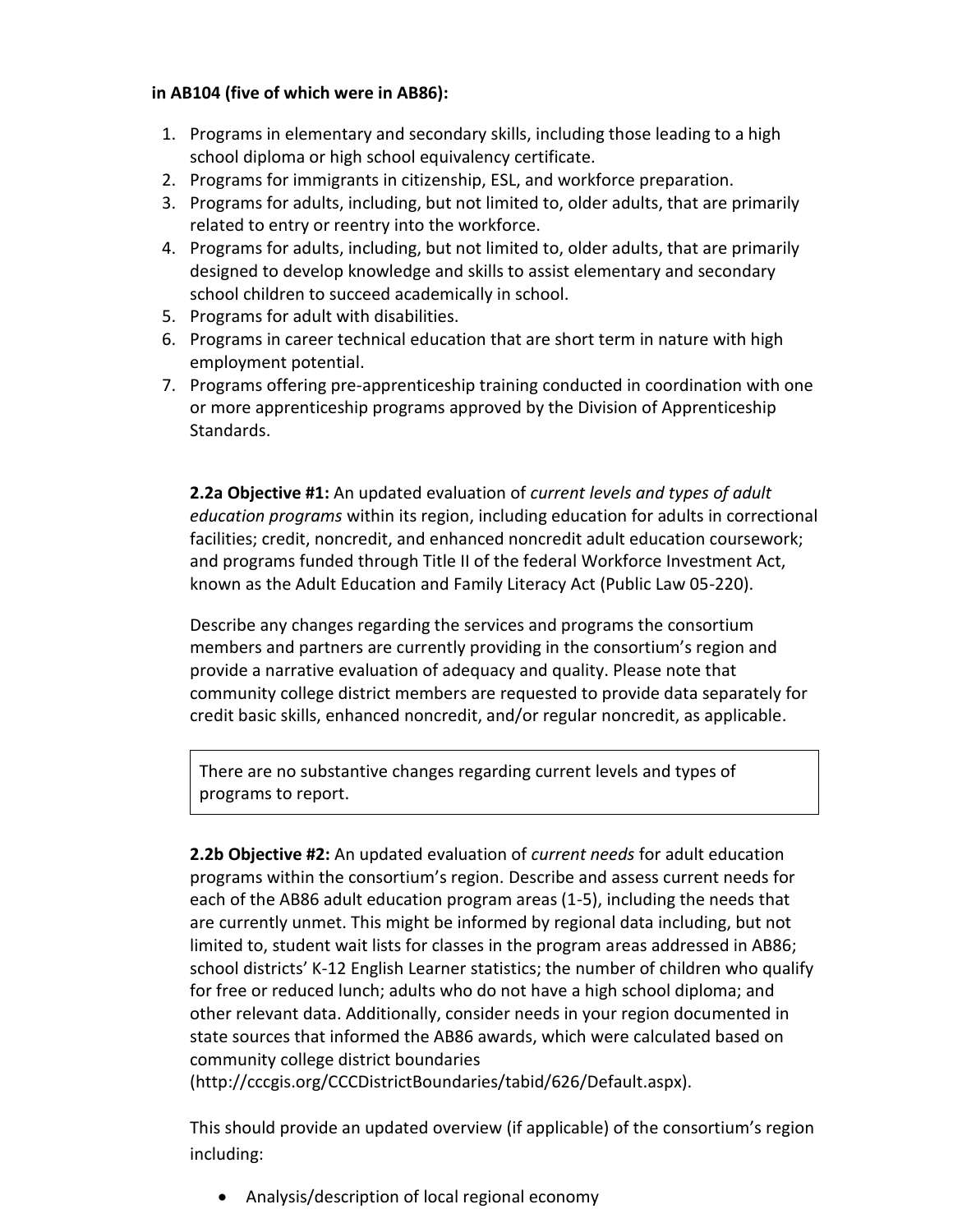**in AB104 (five of which were in AB86):**

1. Programs in elementary and secondary skills, including those leading to a high school diploma or high school equivalency certificate.
2. Programs for immigrants in citizenship, ESL, and workforce preparation.
3. Programs for adults, including, but not limited to, older adults, that are primarily related to entry or reentry into the workforce.
4. Programs for adults, including, but not limited to, older adults, that are primarily designed to develop knowledge and skills to assist elementary and secondary school children to succeed academically in school.
5. Programs for adult with disabilities.
6. Programs in career technical education that are short term in nature with high employment potential.
7. Programs offering pre-apprenticeship training conducted in coordination with one or more apprenticeship programs approved by the Division of Apprenticeship Standards.

**2.2a Objective #1:** An updated evaluation of *current levels and types of adult education programs* within its region, including education for adults in correctional facilities; credit, noncredit, and enhanced noncredit adult education coursework; and programs funded through Title II of the federal Workforce Investment Act, known as the Adult Education and Family Literacy Act (Public Law 05-220).

Describe any changes regarding the services and programs the consortium members and partners are currently providing in the consortium's region and provide a narrative evaluation of adequacy and quality. Please note that community college district members are requested to provide data separately for credit basic skills, enhanced noncredit, and/or regular noncredit, as applicable.

| There are no substantive changes regarding current levels and types of programs to report. |
|---|

**2.2b Objective #2:** An updated evaluation of *current needs* for adult education programs within the consortium's region. Describe and assess current needs for each of the AB86 adult education program areas (1-5), including the needs that are currently unmet. This might be informed by regional data including, but not limited to, student wait lists for classes in the program areas addressed in AB86; school districts' K-12 English Learner statistics; the number of children who qualify for free or reduced lunch; adults who do not have a high school diploma; and other relevant data. Additionally, consider needs in your region documented in state sources that informed the AB86 awards, which were calculated based on community college district boundaries (http://cccgis.org/CCCDistrictBoundaries/tabid/626/Default.aspx).

This should provide an updated overview (if applicable) of the consortium's region including:

- Analysis/description of local regional economy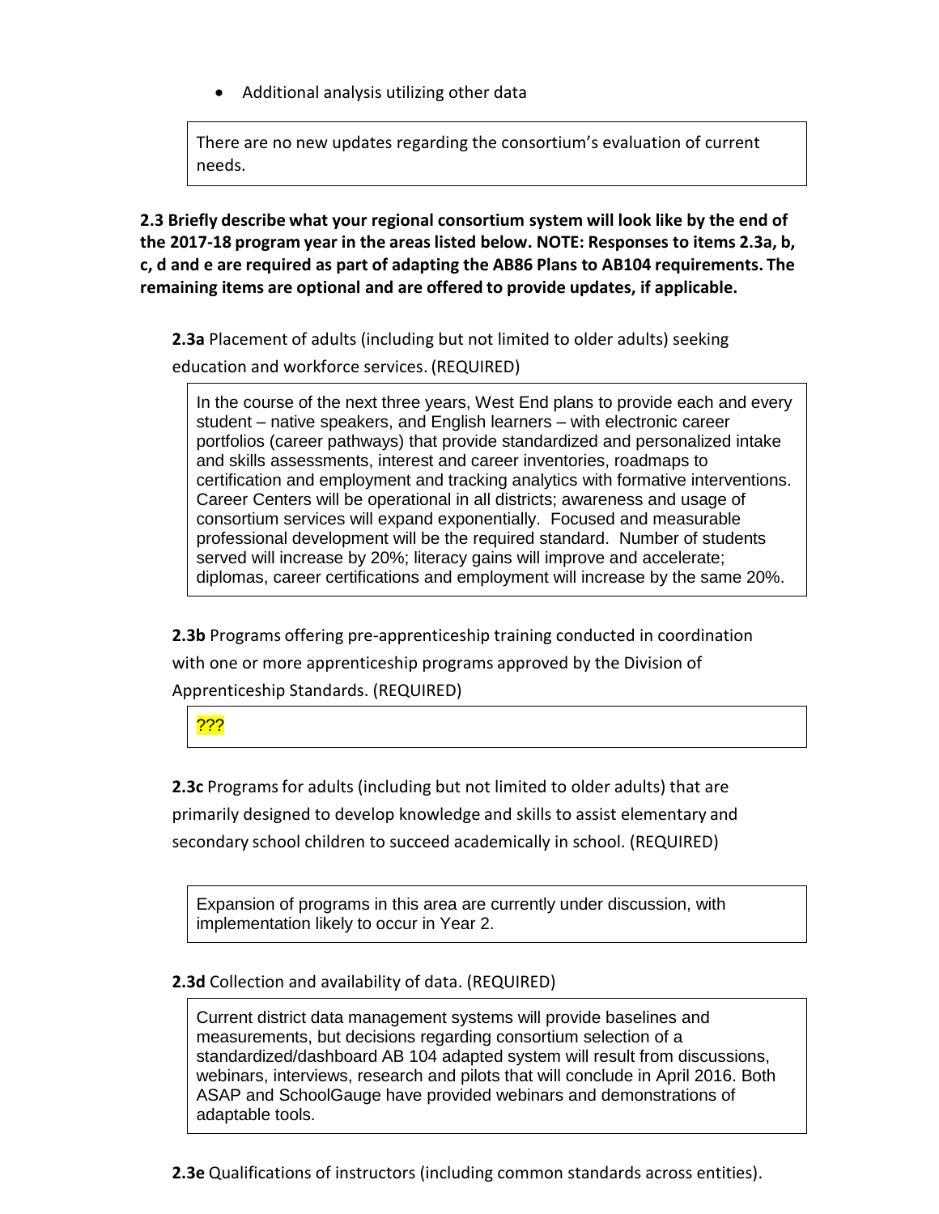- Additional analysis utilizing other data

There are no new updates regarding the consortium's evaluation of current needs.

**2.3 Briefly describe what your regional consortium system will look like by the end of the 2017-18 program year in the areas listed below. NOTE: Responses to items 2.3a, b, c, d and e are required as part of adapting the AB86 Plans to AB104 requirements. The remaining items are optional and are offered to provide updates, if applicable.**

**2.3a** Placement of adults (including but not limited to older adults) seeking education and workforce services. (REQUIRED)

In the course of the next three years, West End plans to provide each and every student – native speakers, and English learners – with electronic career portfolios (career pathways) that provide standardized and personalized intake and skills assessments, interest and career inventories, roadmaps to certification and employment and tracking analytics with formative interventions. Career Centers will be operational in all districts; awareness and usage of consortium services will expand exponentially. Focused and measurable professional development will be the required standard. Number of students served will increase by 20%; literacy gains will improve and accelerate; diplomas, career certifications and employment will increase by the same 20%.

**2.3b** Programs offering pre-apprenticeship training conducted in coordination with one or more apprenticeship programs approved by the Division of Apprenticeship Standards. (REQUIRED)

???

**2.3c** Programs for adults (including but not limited to older adults) that are primarily designed to develop knowledge and skills to assist elementary and secondary school children to succeed academically in school. (REQUIRED)

Expansion of programs in this area are currently under discussion, with implementation likely to occur in Year 2.

**2.3d** Collection and availability of data. (REQUIRED)

Current district data management systems will provide baselines and measurements, but decisions regarding consortium selection of a standardized/dashboard AB 104 adapted system will result from discussions, webinars, interviews, research and pilots that will conclude in April 2016. Both ASAP and SchoolGauge have provided webinars and demonstrations of adaptable tools.

**2.3e** Qualifications of instructors (including common standards across entities).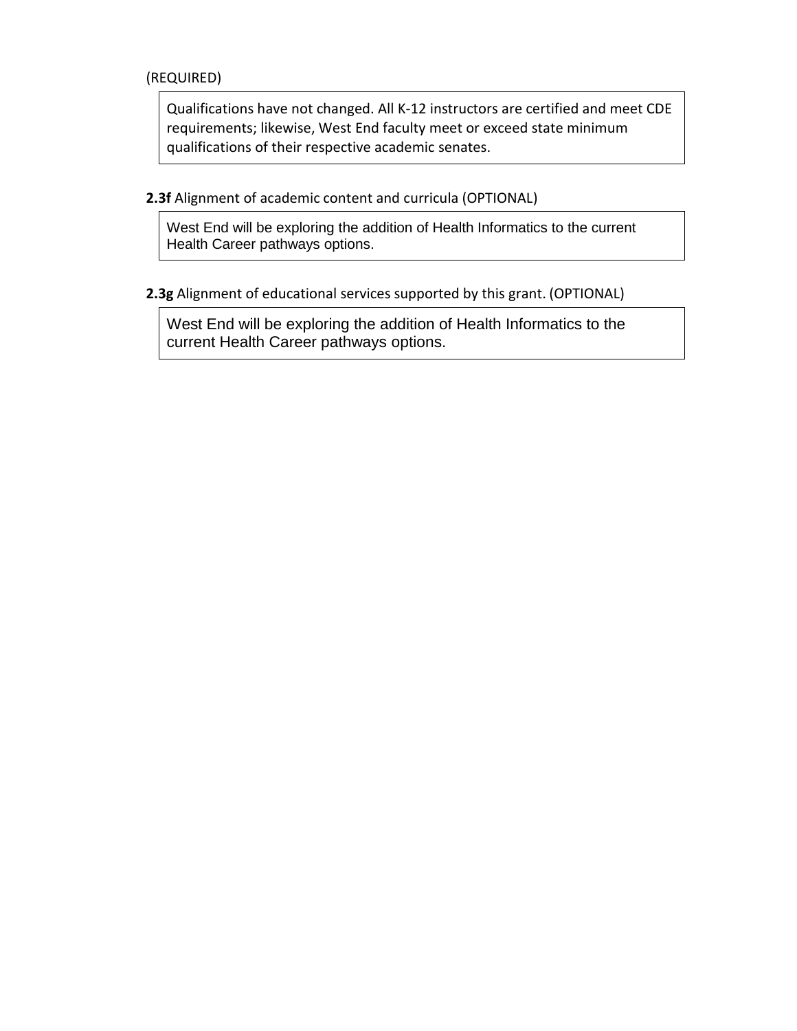(REQUIRED)

Qualifications have not changed. All K-12 instructors are certified and meet CDE requirements; likewise, West End faculty meet or exceed state minimum qualifications of their respective academic senates.

**2.3f** Alignment of academic content and curricula (OPTIONAL)

West End will be exploring the addition of Health Informatics to the current Health Career pathways options.

**2.3g** Alignment of educational services supported by this grant. (OPTIONAL)

West End will be exploring the addition of Health Informatics to the current Health Career pathways options.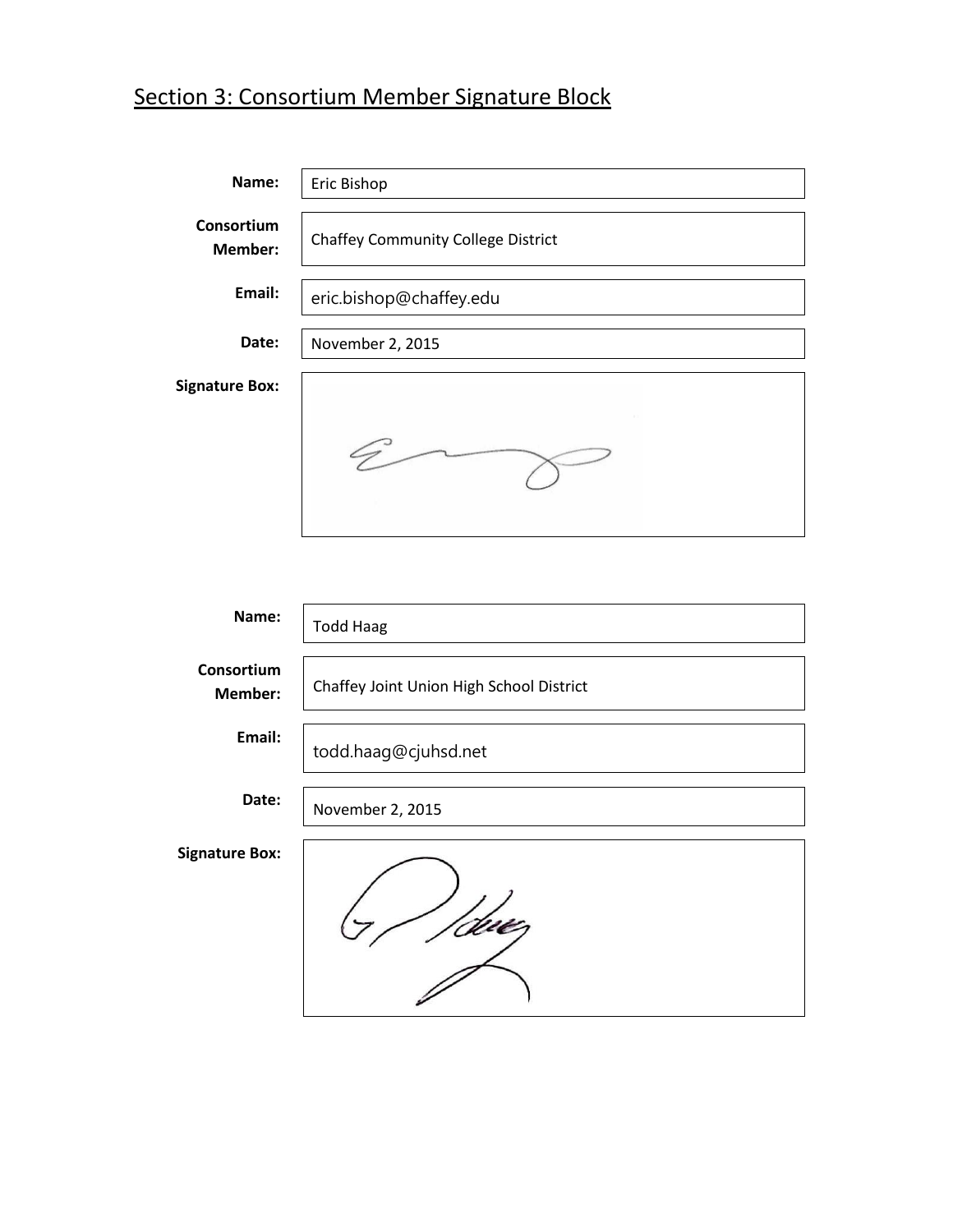## Section 3: Consortium Member Signature Block

| | |
|---|---|
| **Name:** | Eric Bishop |
| **Consortium Member:** | Chaffey Community College District |
| **Email:** | eric.bishop@chaffey.edu |
| **Date:** | November 2, 2015 |
| **Signature Box:** | |

| | |
|---|---|
| **Name:** | Todd Haag |
| **Consortium Member:** | Chaffey Joint Union High School District |
| **Email:** | todd.haag@cjuhsd.net |
| **Date:** | November 2, 2015 |
| **Signature Box:** | |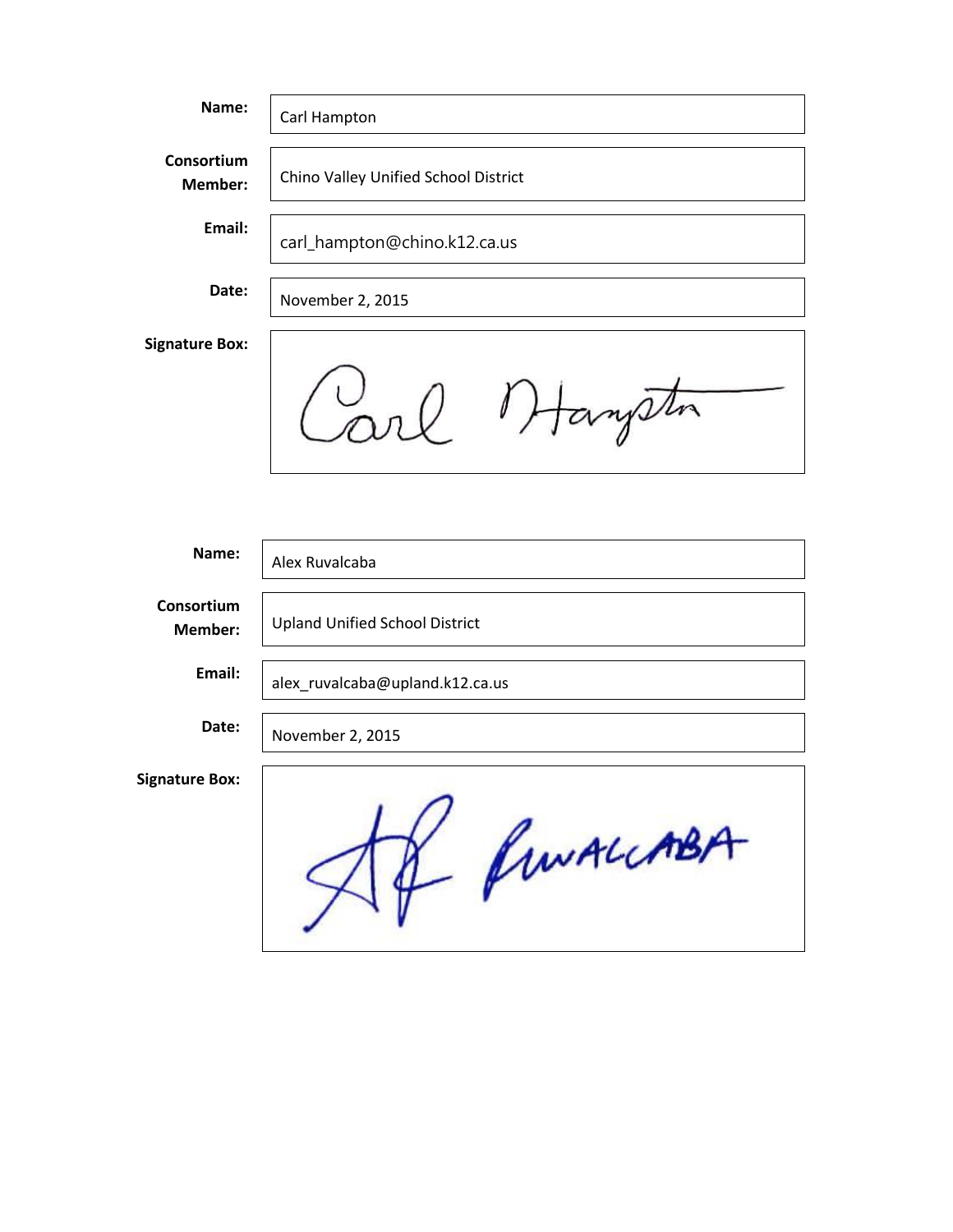**Name:** Carl Hampton

**Consortium Member:** Chino Valley Unified School District

**Email:** carl_hampton@chino.k12.ca.us

**Date:** November 2, 2015

**Signature Box:** Carl Hampton

**Name:** Alex Ruvalcaba

**Consortium Member:** Upland Unified School District

**Email:** alex_ruvalcaba@upland.k12.ca.us

**Date:** November 2, 2015

**Signature Box:** AR RUVALCABA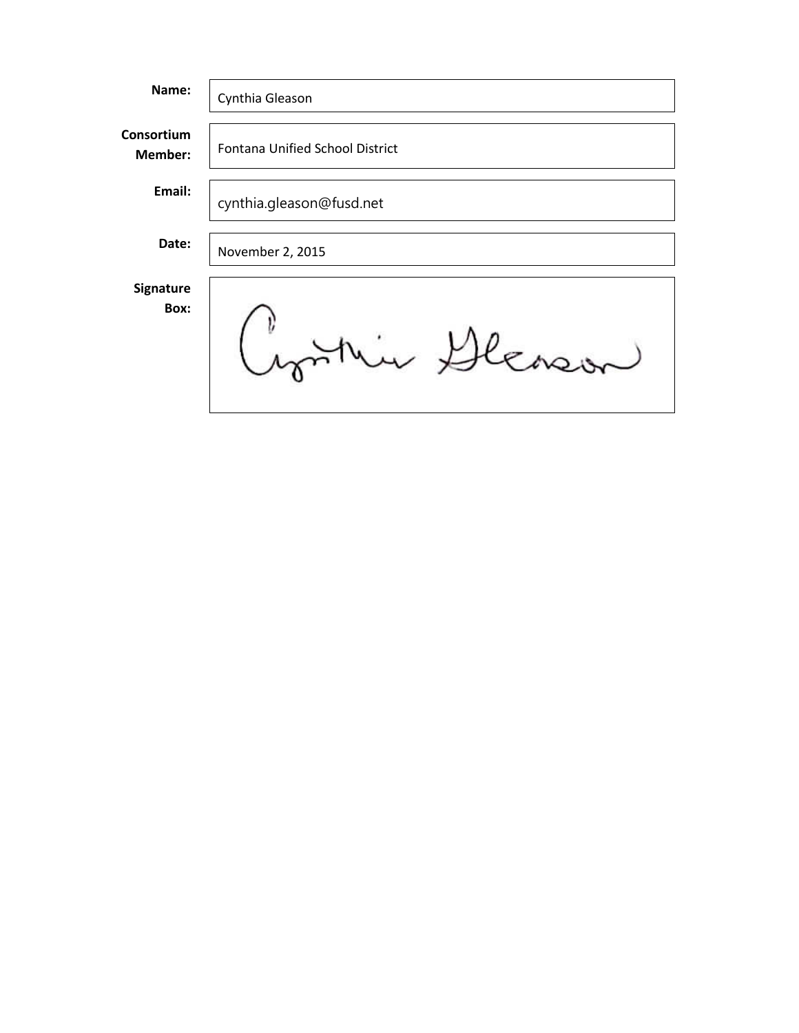| | |
|---|---|
| **Name:** | Cynthia Gleason |
| **Consortium Member:** | Fontana Unified School District |
| **Email:** | cynthia.gleason@fusd.net |
| **Date:** | November 2, 2015 |
| **Signature Box:** | Cynthia Gleason |